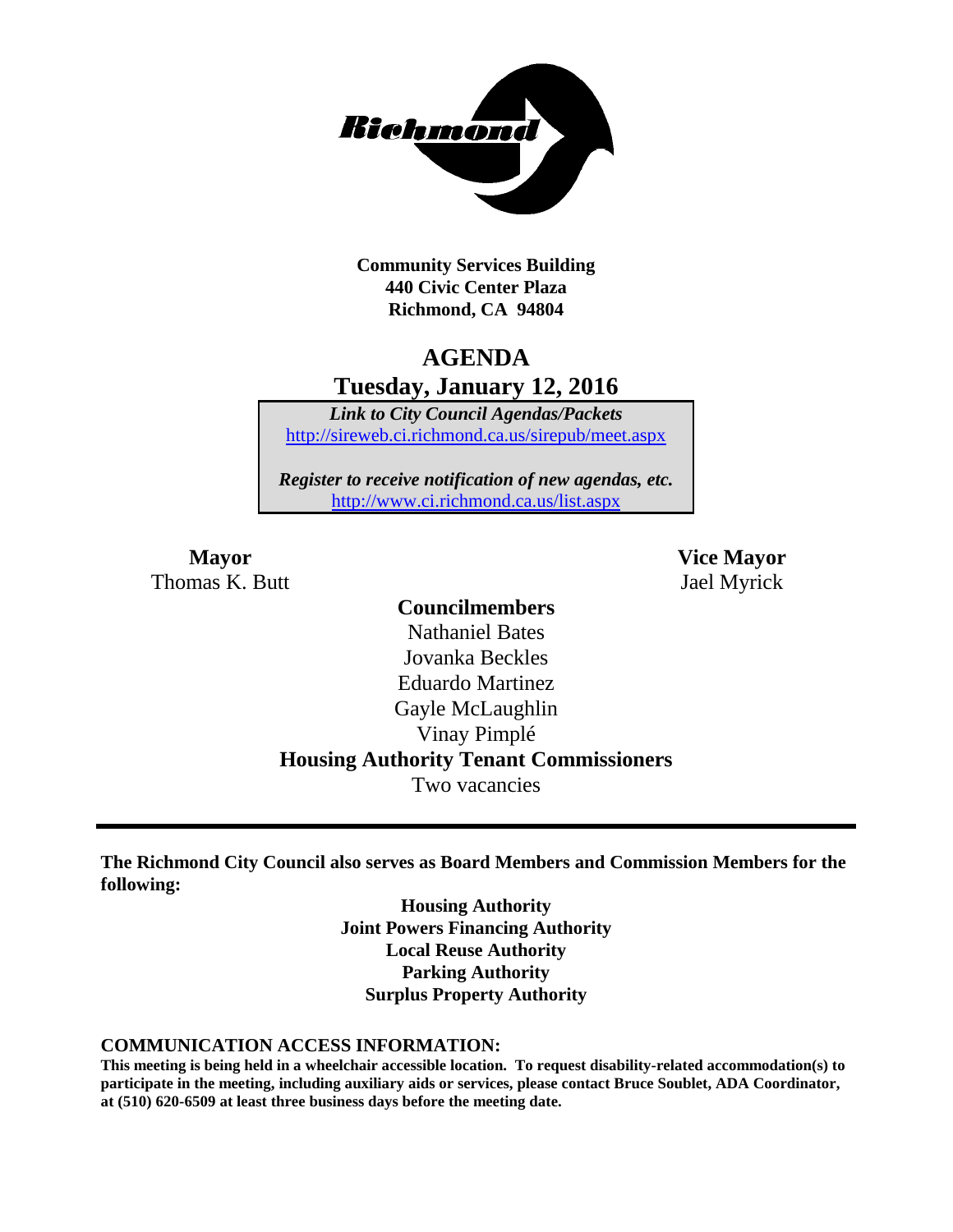**Community Services Building**
**440 Civic Center Plaza**
**Richmond, CA 94804**

# AGENDA

## Tuesday, January 12, 2016

***Link to City Council Agendas/Packets***
http://sireweb.ci.richmond.ca.us/sirepub/meet.aspx

***Register to receive notification of new agendas, etc.***
http://www.ci.richmond.ca.us/list.aspx

**Mayor**
Thomas K. Butt

**Vice Mayor**
Jael Myrick

**Councilmembers**
Nathaniel Bates
Jovanka Beckles
Eduardo Martinez
Gayle McLaughlin
Vinay Pimplé

**Housing Authority Tenant Commissioners**
Two vacancies

---

**The Richmond City Council also serves as Board Members and Commission Members for the following:**

**Housing Authority**
**Joint Powers Financing Authority**
**Local Reuse Authority**
**Parking Authority**
**Surplus Property Authority**

**COMMUNICATION ACCESS INFORMATION:**

**This meeting is being held in a wheelchair accessible location. To request disability-related accommodation(s) to participate in the meeting, including auxiliary aids or services, please contact Bruce Soublet, ADA Coordinator, at (510) 620-6509 at least three business days before the meeting date.**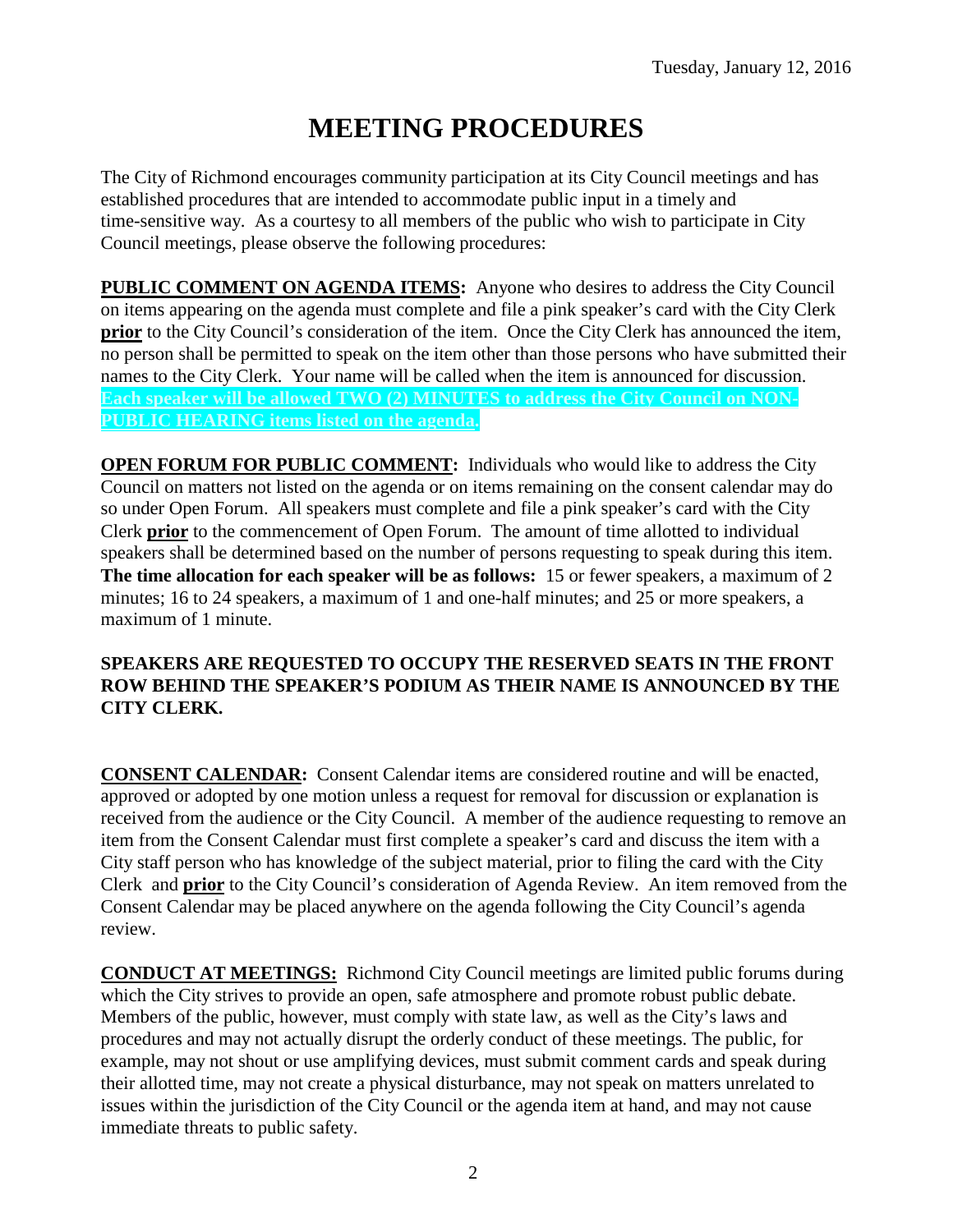# MEETING PROCEDURES

The City of Richmond encourages community participation at its City Council meetings and has established procedures that are intended to accommodate public input in a timely and time-sensitive way. As a courtesy to all members of the public who wish to participate in City Council meetings, please observe the following procedures:

**PUBLIC COMMENT ON AGENDA ITEMS:** Anyone who desires to address the City Council on items appearing on the agenda must complete and file a pink speaker's card with the City Clerk **prior** to the City Council's consideration of the item. Once the City Clerk has announced the item, no person shall be permitted to speak on the item other than those persons who have submitted their names to the City Clerk. Your name will be called when the item is announced for discussion. **Each speaker will be allowed TWO (2) MINUTES to address the City Council on NON-PUBLIC HEARING items listed on the agenda.**

**OPEN FORUM FOR PUBLIC COMMENT:** Individuals who would like to address the City Council on matters not listed on the agenda or on items remaining on the consent calendar may do so under Open Forum. All speakers must complete and file a pink speaker's card with the City Clerk **prior** to the commencement of Open Forum. The amount of time allotted to individual speakers shall be determined based on the number of persons requesting to speak during this item. **The time allocation for each speaker will be as follows:** 15 or fewer speakers, a maximum of 2 minutes; 16 to 24 speakers, a maximum of 1 and one-half minutes; and 25 or more speakers, a maximum of 1 minute.

**SPEAKERS ARE REQUESTED TO OCCUPY THE RESERVED SEATS IN THE FRONT ROW BEHIND THE SPEAKER'S PODIUM AS THEIR NAME IS ANNOUNCED BY THE CITY CLERK.**

**CONSENT CALENDAR:** Consent Calendar items are considered routine and will be enacted, approved or adopted by one motion unless a request for removal for discussion or explanation is received from the audience or the City Council. A member of the audience requesting to remove an item from the Consent Calendar must first complete a speaker's card and discuss the item with a City staff person who has knowledge of the subject material, prior to filing the card with the City Clerk and **prior** to the City Council's consideration of Agenda Review. An item removed from the Consent Calendar may be placed anywhere on the agenda following the City Council's agenda review.

**CONDUCT AT MEETINGS:** Richmond City Council meetings are limited public forums during which the City strives to provide an open, safe atmosphere and promote robust public debate. Members of the public, however, must comply with state law, as well as the City's laws and procedures and may not actually disrupt the orderly conduct of these meetings. The public, for example, may not shout or use amplifying devices, must submit comment cards and speak during their allotted time, may not create a physical disturbance, may not speak on matters unrelated to issues within the jurisdiction of the City Council or the agenda item at hand, and may not cause immediate threats to public safety.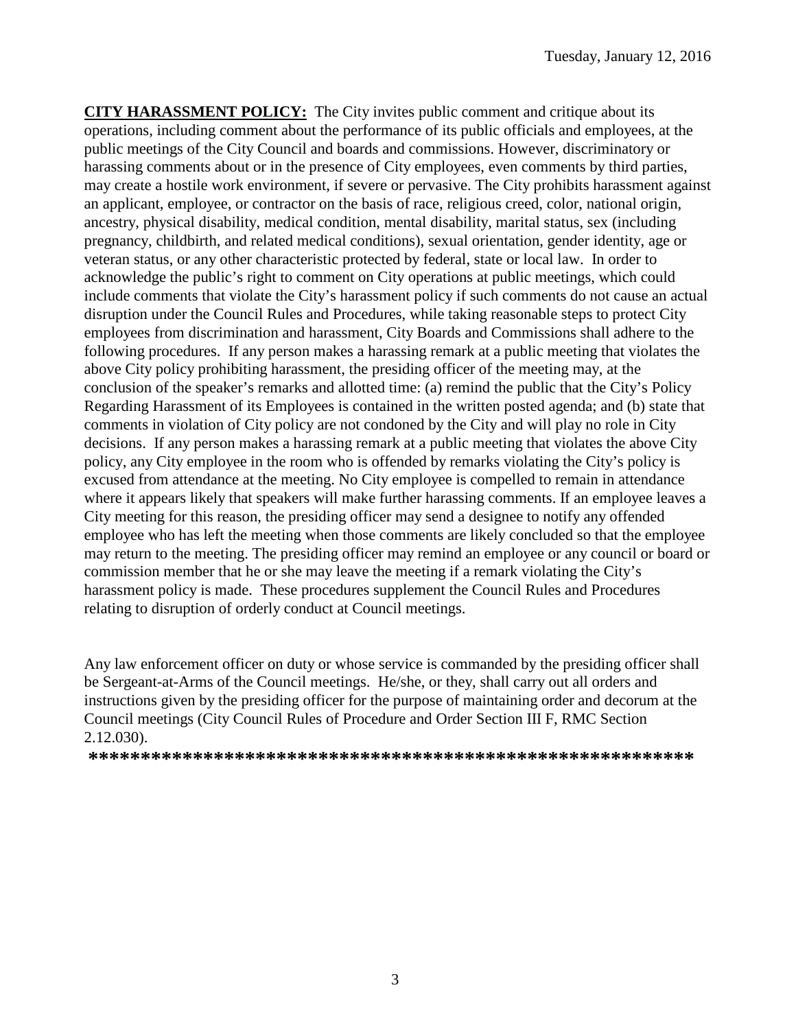**CITY HARASSMENT POLICY:** The City invites public comment and critique about its operations, including comment about the performance of its public officials and employees, at the public meetings of the City Council and boards and commissions. However, discriminatory or harassing comments about or in the presence of City employees, even comments by third parties, may create a hostile work environment, if severe or pervasive. The City prohibits harassment against an applicant, employee, or contractor on the basis of race, religious creed, color, national origin, ancestry, physical disability, medical condition, mental disability, marital status, sex (including pregnancy, childbirth, and related medical conditions), sexual orientation, gender identity, age or veteran status, or any other characteristic protected by federal, state or local law. In order to acknowledge the public's right to comment on City operations at public meetings, which could include comments that violate the City's harassment policy if such comments do not cause an actual disruption under the Council Rules and Procedures, while taking reasonable steps to protect City employees from discrimination and harassment, City Boards and Commissions shall adhere to the following procedures. If any person makes a harassing remark at a public meeting that violates the above City policy prohibiting harassment, the presiding officer of the meeting may, at the conclusion of the speaker's remarks and allotted time: (a) remind the public that the City's Policy Regarding Harassment of its Employees is contained in the written posted agenda; and (b) state that comments in violation of City policy are not condoned by the City and will play no role in City decisions. If any person makes a harassing remark at a public meeting that violates the above City policy, any City employee in the room who is offended by remarks violating the City's policy is excused from attendance at the meeting. No City employee is compelled to remain in attendance where it appears likely that speakers will make further harassing comments. If an employee leaves a City meeting for this reason, the presiding officer may send a designee to notify any offended employee who has left the meeting when those comments are likely concluded so that the employee may return to the meeting. The presiding officer may remind an employee or any council or board or commission member that he or she may leave the meeting if a remark violating the City's harassment policy is made. These procedures supplement the Council Rules and Procedures relating to disruption of orderly conduct at Council meetings.

Any law enforcement officer on duty or whose service is commanded by the presiding officer shall be Sergeant-at-Arms of the Council meetings. He/she, or they, shall carry out all orders and instructions given by the presiding officer for the purpose of maintaining order and decorum at the Council meetings (City Council Rules of Procedure and Order Section III F, RMC Section 2.12.030).

**\*\*\*\*\*\*\*\*\*\*\*\*\*\*\*\*\*\*\*\*\*\*\*\*\*\*\*\*\*\*\*\*\*\*\*\*\*\*\*\*\*\*\*\*\*\*\*\*\*\*\*\*\*\*\*\*\*\*\*\*\***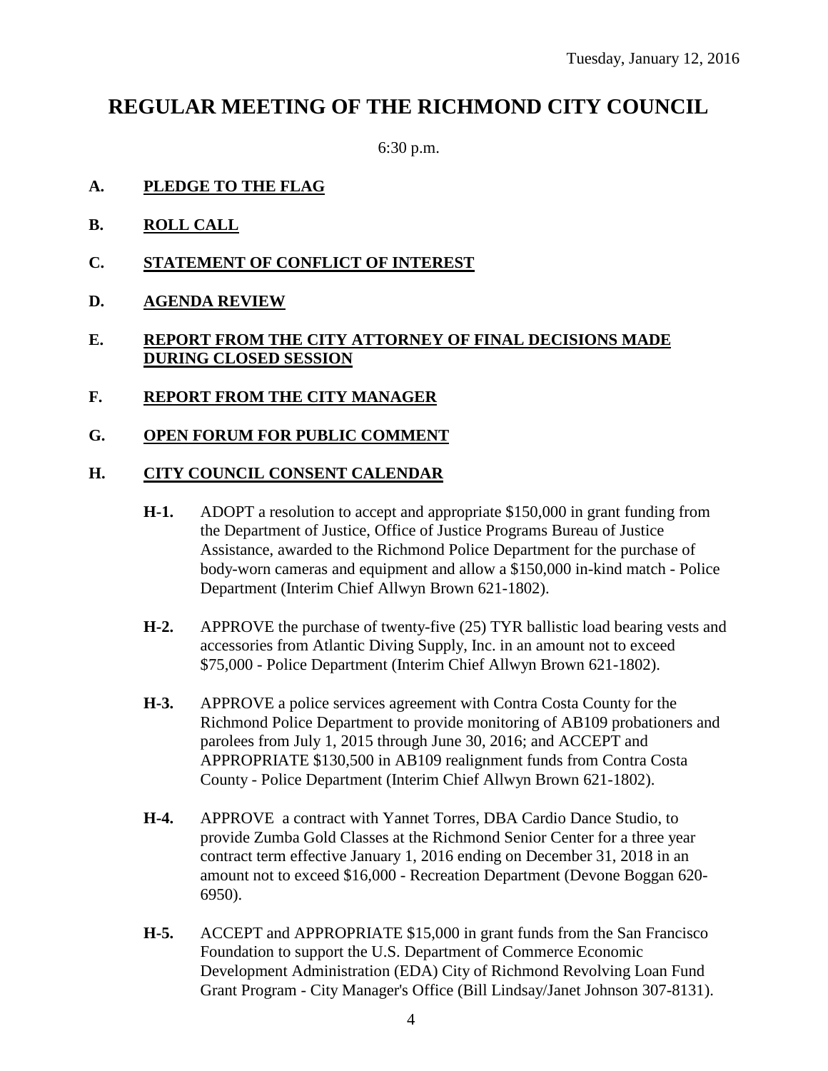Tuesday, January 12, 2016

# REGULAR MEETING OF THE RICHMOND CITY COUNCIL

6:30 p.m.

**A. PLEDGE TO THE FLAG**

**B. ROLL CALL**

**C. STATEMENT OF CONFLICT OF INTEREST**

**D. AGENDA REVIEW**

**E. REPORT FROM THE CITY ATTORNEY OF FINAL DECISIONS MADE DURING CLOSED SESSION**

**F. REPORT FROM THE CITY MANAGER**

**G. OPEN FORUM FOR PUBLIC COMMENT**

**H. CITY COUNCIL CONSENT CALENDAR**

**H-1.** ADOPT a resolution to accept and appropriate $150,000 in grant funding from the Department of Justice, Office of Justice Programs Bureau of Justice Assistance, awarded to the Richmond Police Department for the purchase of body-worn cameras and equipment and allow a $150,000 in-kind match - Police Department (Interim Chief Allwyn Brown 621-1802).

**H-2.** APPROVE the purchase of twenty-five (25) TYR ballistic load bearing vests and accessories from Atlantic Diving Supply, Inc. in an amount not to exceed $75,000 - Police Department (Interim Chief Allwyn Brown 621-1802).

**H-3.** APPROVE a police services agreement with Contra Costa County for the Richmond Police Department to provide monitoring of AB109 probationers and parolees from July 1, 2015 through June 30, 2016; and ACCEPT and APPROPRIATE $130,500 in AB109 realignment funds from Contra Costa County - Police Department (Interim Chief Allwyn Brown 621-1802).

**H-4.** APPROVE a contract with Yannet Torres, DBA Cardio Dance Studio, to provide Zumba Gold Classes at the Richmond Senior Center for a three year contract term effective January 1, 2016 ending on December 31, 2018 in an amount not to exceed $16,000 - Recreation Department (Devone Boggan 620-6950).

**H-5.** ACCEPT and APPROPRIATE $15,000 in grant funds from the San Francisco Foundation to support the U.S. Department of Commerce Economic Development Administration (EDA) City of Richmond Revolving Loan Fund Grant Program - City Manager's Office (Bill Lindsay/Janet Johnson 307-8131).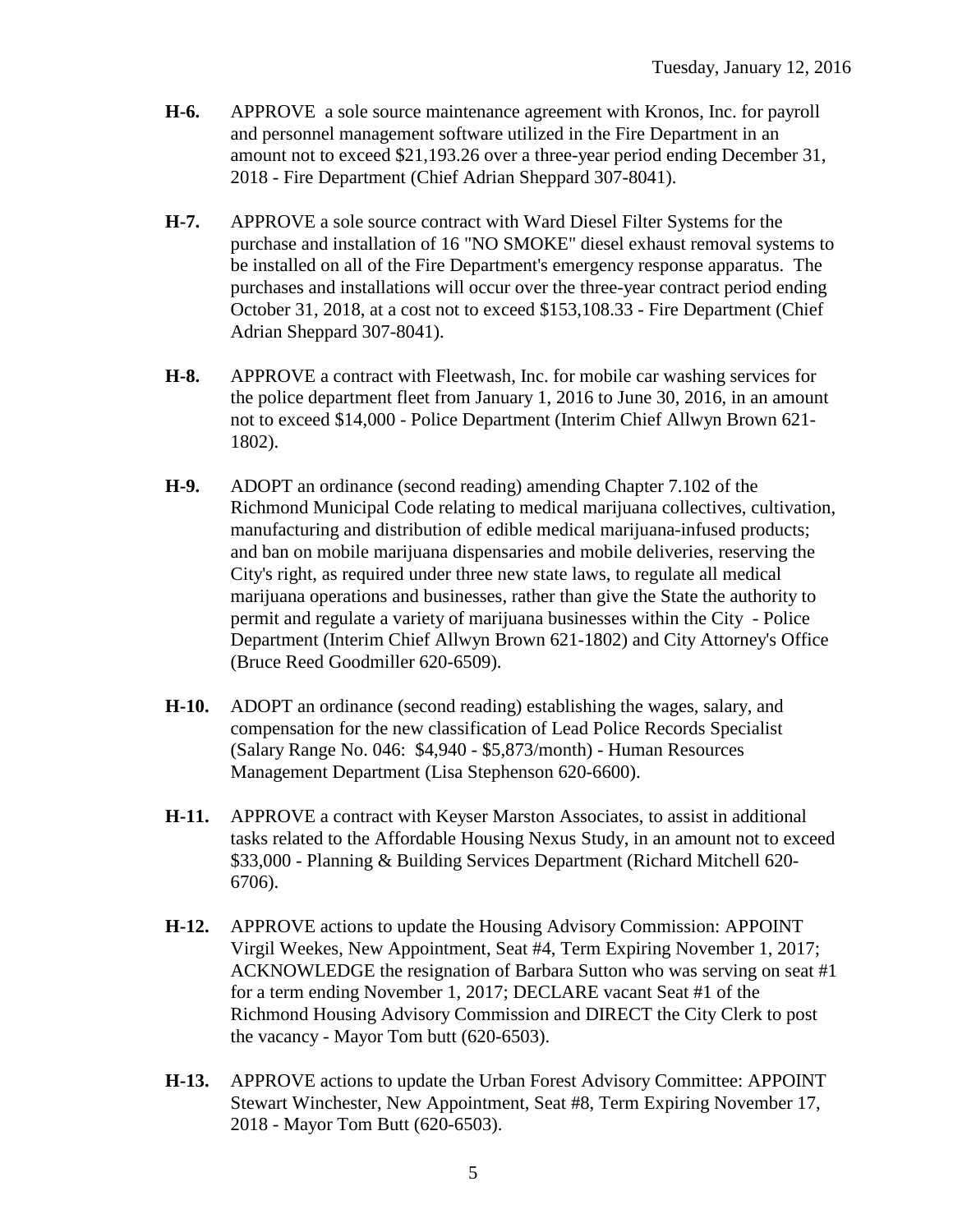**H-6.** APPROVE a sole source maintenance agreement with Kronos, Inc. for payroll and personnel management software utilized in the Fire Department in an amount not to exceed $21,193.26 over a three-year period ending December 31, 2018 - Fire Department (Chief Adrian Sheppard 307-8041).

**H-7.** APPROVE a sole source contract with Ward Diesel Filter Systems for the purchase and installation of 16 "NO SMOKE" diesel exhaust removal systems to be installed on all of the Fire Department's emergency response apparatus. The purchases and installations will occur over the three-year contract period ending October 31, 2018, at a cost not to exceed $153,108.33 - Fire Department (Chief Adrian Sheppard 307-8041).

**H-8.** APPROVE a contract with Fleetwash, Inc. for mobile car washing services for the police department fleet from January 1, 2016 to June 30, 2016, in an amount not to exceed $14,000 - Police Department (Interim Chief Allwyn Brown 621-1802).

**H-9.** ADOPT an ordinance (second reading) amending Chapter 7.102 of the Richmond Municipal Code relating to medical marijuana collectives, cultivation, manufacturing and distribution of edible medical marijuana-infused products; and ban on mobile marijuana dispensaries and mobile deliveries, reserving the City's right, as required under three new state laws, to regulate all medical marijuana operations and businesses, rather than give the State the authority to permit and regulate a variety of marijuana businesses within the City - Police Department (Interim Chief Allwyn Brown 621-1802) and City Attorney's Office (Bruce Reed Goodmiller 620-6509).

**H-10.** ADOPT an ordinance (second reading) establishing the wages, salary, and compensation for the new classification of Lead Police Records Specialist (Salary Range No. 046: $4,940 - $5,873/month) - Human Resources Management Department (Lisa Stephenson 620-6600).

**H-11.** APPROVE a contract with Keyser Marston Associates, to assist in additional tasks related to the Affordable Housing Nexus Study, in an amount not to exceed $33,000 - Planning & Building Services Department (Richard Mitchell 620-6706).

**H-12.** APPROVE actions to update the Housing Advisory Commission: APPOINT Virgil Weekes, New Appointment, Seat #4, Term Expiring November 1, 2017; ACKNOWLEDGE the resignation of Barbara Sutton who was serving on seat #1 for a term ending November 1, 2017; DECLARE vacant Seat #1 of the Richmond Housing Advisory Commission and DIRECT the City Clerk to post the vacancy - Mayor Tom butt (620-6503).

**H-13.** APPROVE actions to update the Urban Forest Advisory Committee: APPOINT Stewart Winchester, New Appointment, Seat #8, Term Expiring November 17, 2018 - Mayor Tom Butt (620-6503).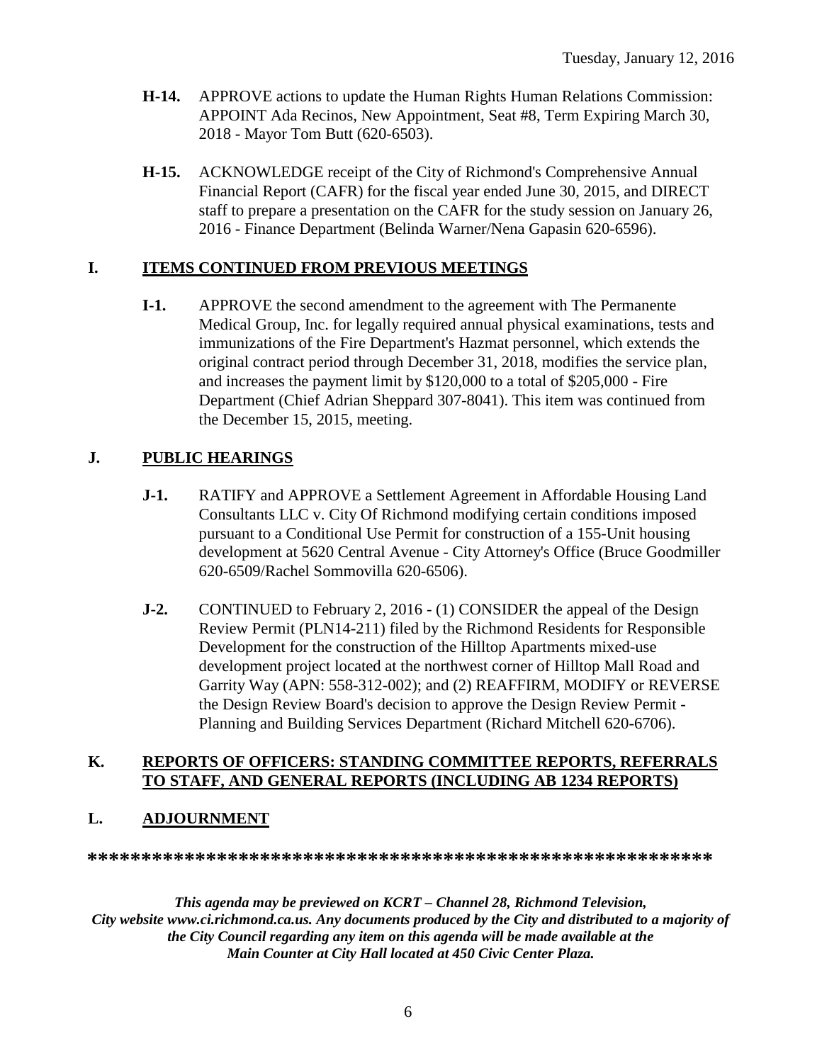- **H-14.** APPROVE actions to update the Human Rights Human Relations Commission: APPOINT Ada Recinos, New Appointment, Seat #8, Term Expiring March 30, 2018 - Mayor Tom Butt (620-6503).

- **H-15.** ACKNOWLEDGE receipt of the City of Richmond's Comprehensive Annual Financial Report (CAFR) for the fiscal year ended June 30, 2015, and DIRECT staff to prepare a presentation on the CAFR for the study session on January 26, 2016 - Finance Department (Belinda Warner/Nena Gapasin 620-6596).

## I. ITEMS CONTINUED FROM PREVIOUS MEETINGS

- **I-1.** APPROVE the second amendment to the agreement with The Permanente Medical Group, Inc. for legally required annual physical examinations, tests and immunizations of the Fire Department's Hazmat personnel, which extends the original contract period through December 31, 2018, modifies the service plan, and increases the payment limit by $120,000 to a total of $205,000 - Fire Department (Chief Adrian Sheppard 307-8041). This item was continued from the December 15, 2015, meeting.

## J. PUBLIC HEARINGS

- **J-1.** RATIFY and APPROVE a Settlement Agreement in Affordable Housing Land Consultants LLC v. City Of Richmond modifying certain conditions imposed pursuant to a Conditional Use Permit for construction of a 155-Unit housing development at 5620 Central Avenue - City Attorney's Office (Bruce Goodmiller 620-6509/Rachel Sommovilla 620-6506).

- **J-2.** CONTINUED to February 2, 2016 - (1) CONSIDER the appeal of the Design Review Permit (PLN14-211) filed by the Richmond Residents for Responsible Development for the construction of the Hilltop Apartments mixed-use development project located at the northwest corner of Hilltop Mall Road and Garrity Way (APN: 558-312-002); and (2) REAFFIRM, MODIFY or REVERSE the Design Review Board's decision to approve the Design Review Permit - Planning and Building Services Department (Richard Mitchell 620-6706).

## K. REPORTS OF OFFICERS: STANDING COMMITTEE REPORTS, REFERRALS TO STAFF, AND GENERAL REPORTS (INCLUDING AB 1234 REPORTS)

## L. ADJOURNMENT

**********************************************************

***This agenda may be previewed on KCRT – Channel 28, Richmond Television, City website www.ci.richmond.ca.us. Any documents produced by the City and distributed to a majority of the City Council regarding any item on this agenda will be made available at the Main Counter at City Hall located at 450 Civic Center Plaza.***